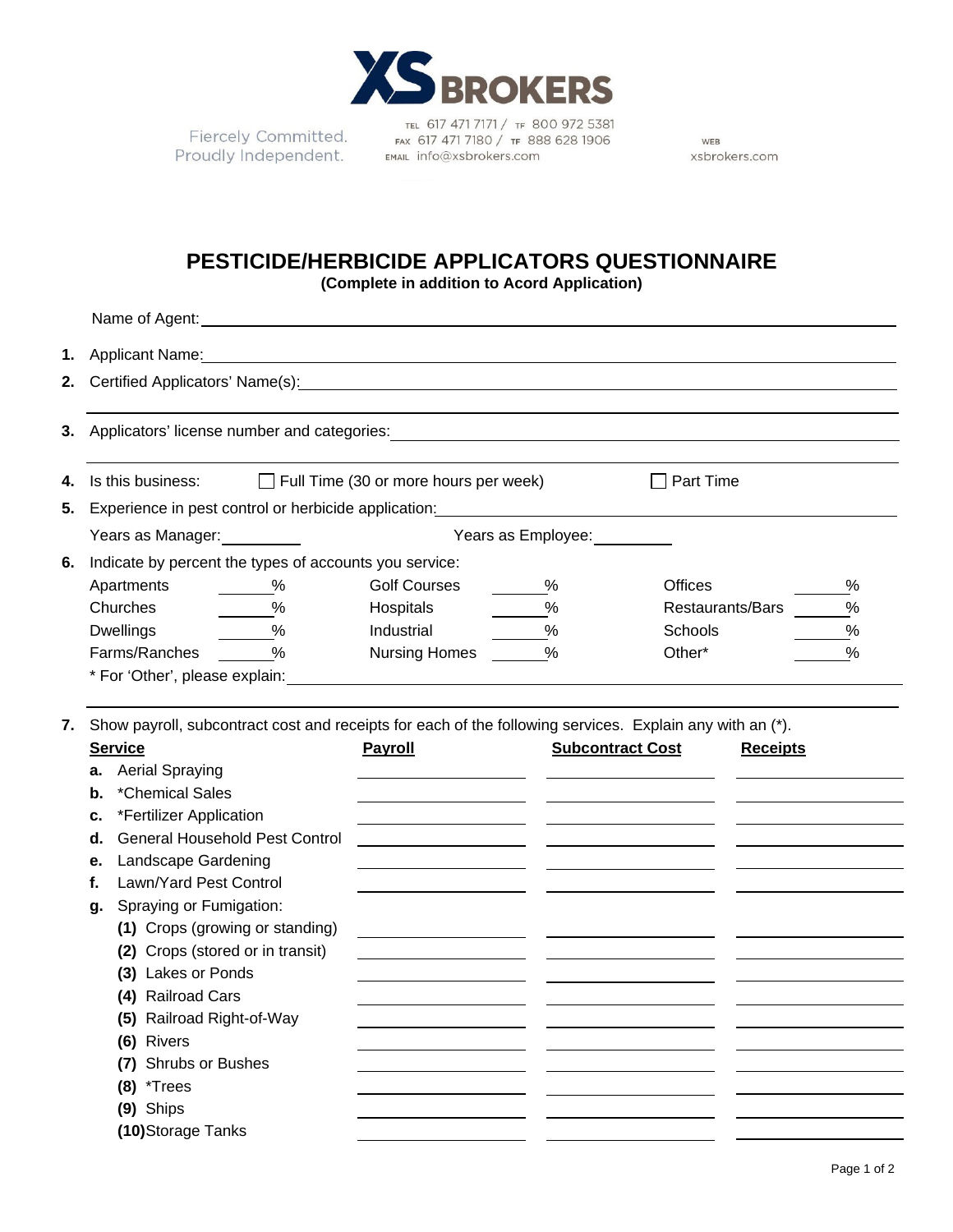XS BROKERS

Fiercely Committed.
Proudly Independent.

TEL 617 471 7171 / TF 800 972 5381
FAX 617 471 7180 / TF 888 628 1906
EMAIL info@xsbrokers.com

WEB
xsbrokers.com

# PESTICIDE/HERBICIDE APPLICATORS QUESTIONNAIRE

**(Complete in addition to Acord Application)**

Name of Agent: ____________________

**1.** Applicant Name: ____________________

**2.** Certified Applicators' Name(s): ____________________

____________________

**3.** Applicators' license number and categories: ____________________

____________________

**4.** Is this business: ☐ Full Time (30 or more hours per week) ☐ Part Time

**5.** Experience in pest control or herbicide application: ____________________

Years as Manager: ________ Years as Employee: ________

**6.** Indicate by percent the types of accounts you service:

| | | | | | |
|---|---|---|---|---|---|
| Apartments | ____% | Golf Courses | ____% | Offices | ____% |
| Churches | ____% | Hospitals | ____% | Restaurants/Bars | ____% |
| Dwellings | ____% | Industrial | ____% | Schools | ____% |
| Farms/Ranches | ____% | Nursing Homes | ____% | Other* | ____% |

\* For 'Other', please explain: ____________________

____________________

**7.** Show payroll, subcontract cost and receipts for each of the following services. Explain any with an (*).

| **Service** | **Payroll** | **Subcontract Cost** | **Receipts** |
|---|---|---|---|
| **a.** Aerial Spraying | | | |
| **b.** *Chemical Sales | | | |
| **c.** *Fertilizer Application | | | |
| **d.** General Household Pest Control | | | |
| **e.** Landscape Gardening | | | |
| **f.** Lawn/Yard Pest Control | | | |
| **g.** Spraying or Fumigation: | | | |
| **(1)** Crops (growing or standing) | | | |
| **(2)** Crops (stored or in transit) | | | |
| **(3)** Lakes or Ponds | | | |
| **(4)** Railroad Cars | | | |
| **(5)** Railroad Right-of-Way | | | |
| **(6)** Rivers | | | |
| **(7)** Shrubs or Bushes | | | |
| **(8)** *Trees | | | |
| **(9)** Ships | | | |
| **(10)** Storage Tanks | | | |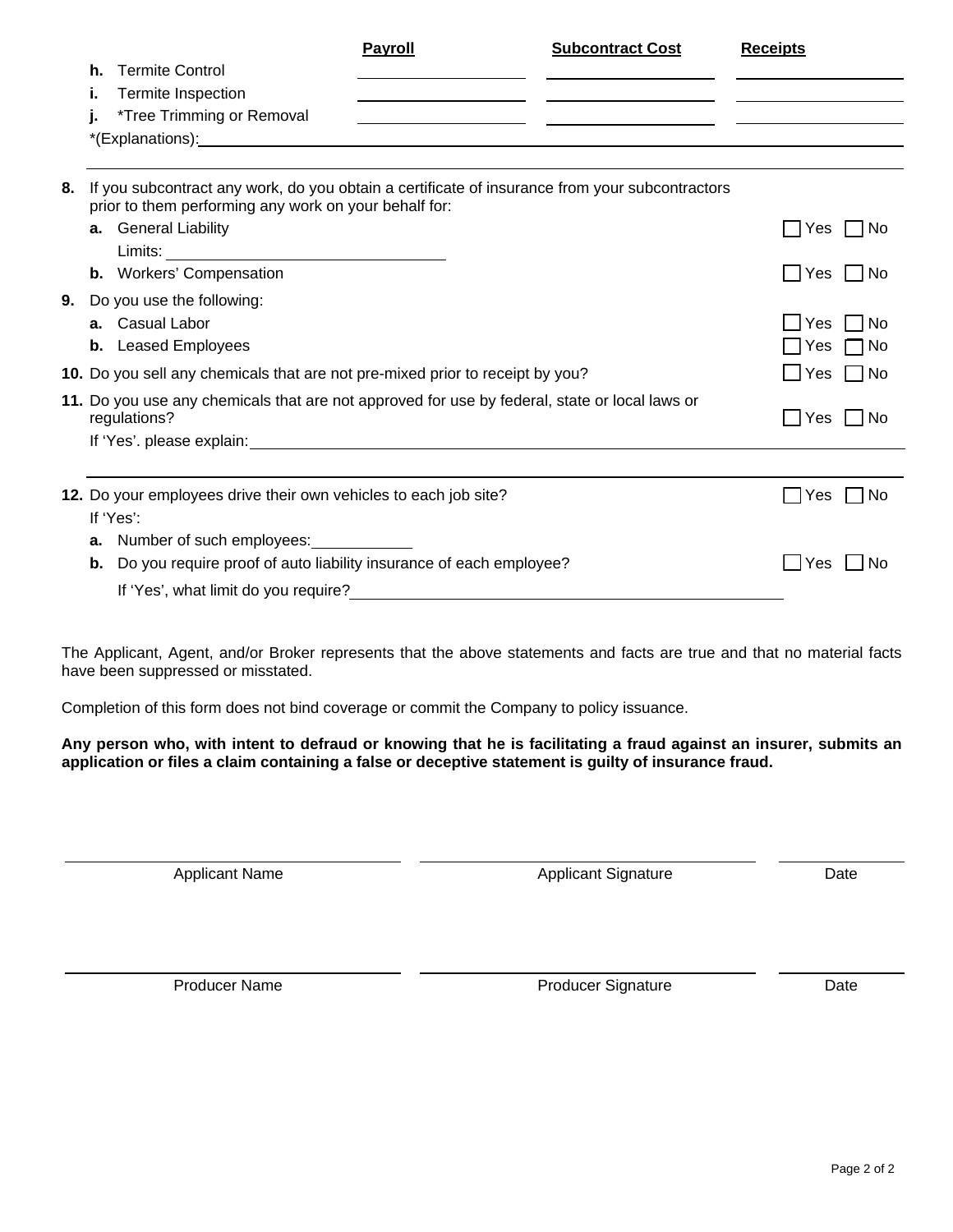| | Payroll | Subcontract Cost | Receipts |
|---|---|---|---|
| **h.** Termite Control | | | |
| **i.** Termite Inspection | | | |
| **j.** *Tree Trimming or Removal | | | |

*(Explanations): ______________________________

**8.** If you subcontract any work, do you obtain a certificate of insurance from your subcontractors prior to them performing any work on your behalf for:

**a.** General Liability ☐ Yes ☐ No

Limits: ______________________________

**b.** Workers' Compensation ☐ Yes ☐ No

**9.** Do you use the following:

**a.** Casual Labor ☐ Yes ☐ No

**b.** Leased Employees ☐ Yes ☐ No

**10.** Do you sell any chemicals that are not pre-mixed prior to receipt by you? ☐ Yes ☐ No

**11.** Do you use any chemicals that are not approved for use by federal, state or local laws or regulations? ☐ Yes ☐ No

If 'Yes'. please explain: ______________________________

**12.** Do your employees drive their own vehicles to each job site? ☐ Yes ☐ No

If 'Yes':

**a.** Number of such employees: ____________

**b.** Do you require proof of auto liability insurance of each employee? ☐ Yes ☐ No

If 'Yes', what limit do you require? ______________________________

The Applicant, Agent, and/or Broker represents that the above statements and facts are true and that no material facts have been suppressed or misstated.

Completion of this form does not bind coverage or commit the Company to policy issuance.

**Any person who, with intent to defraud or knowing that he is facilitating a fraud against an insurer, submits an application or files a claim containing a false or deceptive statement is guilty of insurance fraud.**

| Applicant Name | Applicant Signature | Date |
|---|---|---|
| | | |

| Producer Name | Producer Signature | Date |
|---|---|---|
| | | |